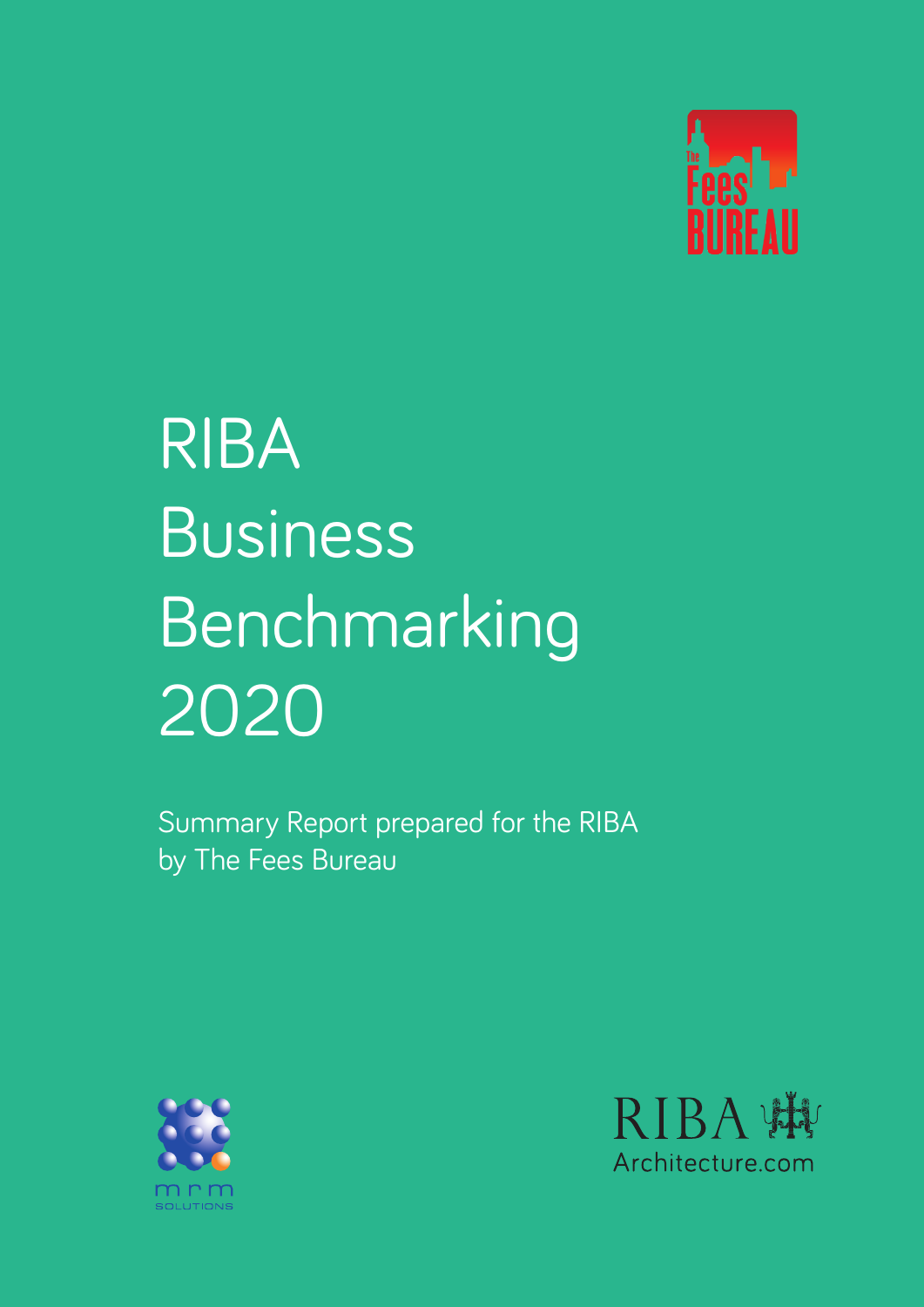# RIBA Business Benchmarking 2020

Summary Report prepared for the RIBA by The Fees Bureau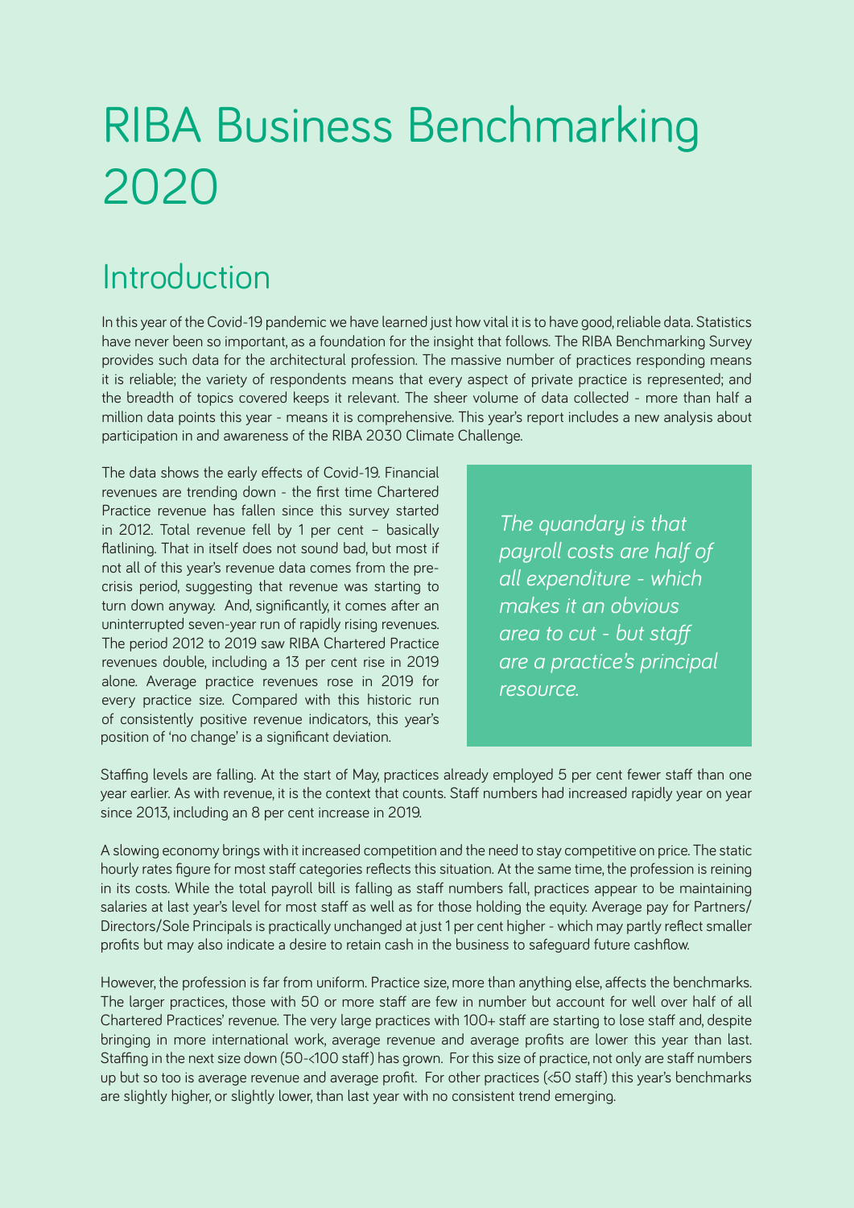# RIBA Business Benchmarking 2020

## Introduction

In this year of the Covid-19 pandemic we have learned just how vital it is to have good, reliable data. Statistics have never been so important, as a foundation for the insight that follows. The RIBA Benchmarking Survey provides such data for the architectural profession. The massive number of practices responding means it is reliable; the variety of respondents means that every aspect of private practice is represented; and the breadth of topics covered keeps it relevant. The sheer volume of data collected - more than half a million data points this year - means it is comprehensive. This year's report includes a new analysis about participation in and awareness of the RIBA 2030 Climate Challenge.

The data shows the early effects of Covid-19. Financial revenues are trending down - the first time Chartered Practice revenue has fallen since this survey started in 2012. Total revenue fell by 1 per cent – basically flatlining. That in itself does not sound bad, but most if not all of this year's revenue data comes from the pre-crisis period, suggesting that revenue was starting to turn down anyway. And, significantly, it comes after an uninterrupted seven-year run of rapidly rising revenues. The period 2012 to 2019 saw RIBA Chartered Practice revenues double, including a 13 per cent rise in 2019 alone. Average practice revenues rose in 2019 for every practice size. Compared with this historic run of consistently positive revenue indicators, this year's position of 'no change' is a significant deviation.

*The quandary is that payroll costs are half of all expenditure - which makes it an obvious area to cut - but staff are a practice's principal resource.*

Staffing levels are falling. At the start of May, practices already employed 5 per cent fewer staff than one year earlier. As with revenue, it is the context that counts. Staff numbers had increased rapidly year on year since 2013, including an 8 per cent increase in 2019.

A slowing economy brings with it increased competition and the need to stay competitive on price. The static hourly rates figure for most staff categories reflects this situation. At the same time, the profession is reining in its costs. While the total payroll bill is falling as staff numbers fall, practices appear to be maintaining salaries at last year's level for most staff as well as for those holding the equity. Average pay for Partners/ Directors/Sole Principals is practically unchanged at just 1 per cent higher - which may partly reflect smaller profits but may also indicate a desire to retain cash in the business to safeguard future cashflow.

However, the profession is far from uniform. Practice size, more than anything else, affects the benchmarks. The larger practices, those with 50 or more staff are few in number but account for well over half of all Chartered Practices' revenue. The very large practices with 100+ staff are starting to lose staff and, despite bringing in more international work, average revenue and average profits are lower this year than last. Staffing in the next size down (50-<100 staff) has grown. For this size of practice, not only are staff numbers up but so too is average revenue and average profit. For other practices (<50 staff) this year's benchmarks are slightly higher, or slightly lower, than last year with no consistent trend emerging.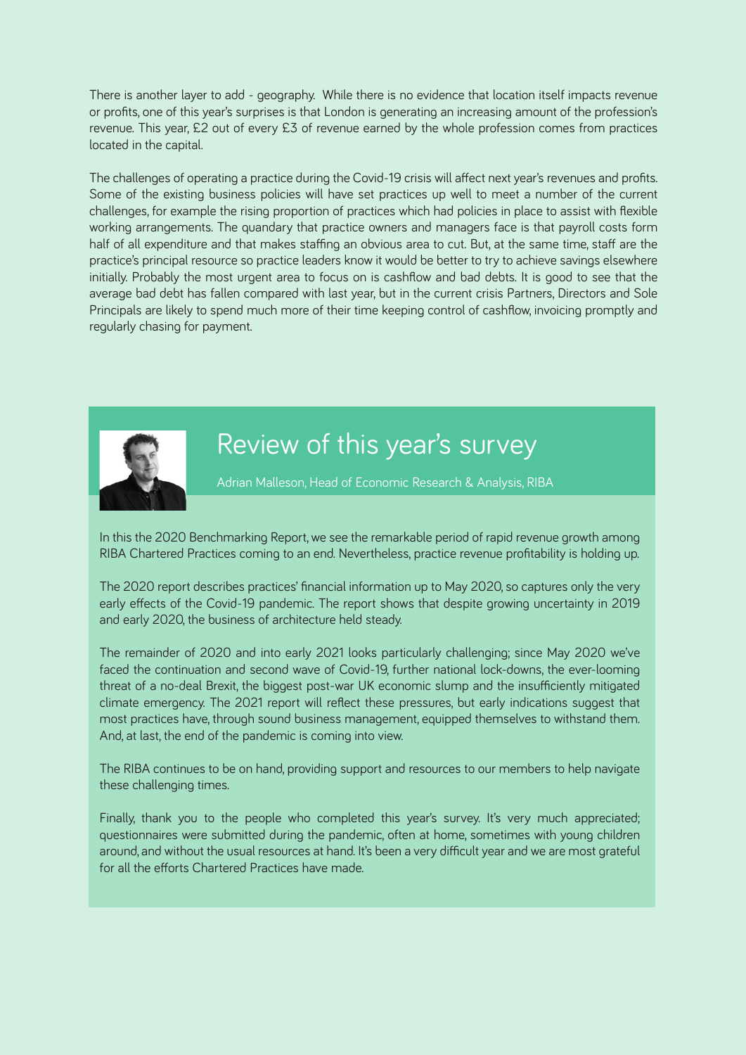There is another layer to add - geography. While there is no evidence that location itself impacts revenue or profits, one of this year's surprises is that London is generating an increasing amount of the profession's revenue. This year, £2 out of every £3 of revenue earned by the whole profession comes from practices located in the capital.

The challenges of operating a practice during the Covid-19 crisis will affect next year's revenues and profits. Some of the existing business policies will have set practices up well to meet a number of the current challenges, for example the rising proportion of practices which had policies in place to assist with flexible working arrangements. The quandary that practice owners and managers face is that payroll costs form half of all expenditure and that makes staffing an obvious area to cut. But, at the same time, staff are the practice's principal resource so practice leaders know it would be better to try to achieve savings elsewhere initially. Probably the most urgent area to focus on is cashflow and bad debts. It is good to see that the average bad debt has fallen compared with last year, but in the current crisis Partners, Directors and Sole Principals are likely to spend much more of their time keeping control of cashflow, invoicing promptly and regularly chasing for payment.

## Review of this year's survey

Adrian Malleson, Head of Economic Research & Analysis, RIBA

In this the 2020 Benchmarking Report, we see the remarkable period of rapid revenue growth among RIBA Chartered Practices coming to an end. Nevertheless, practice revenue profitability is holding up.

The 2020 report describes practices' financial information up to May 2020, so captures only the very early effects of the Covid-19 pandemic. The report shows that despite growing uncertainty in 2019 and early 2020, the business of architecture held steady.

The remainder of 2020 and into early 2021 looks particularly challenging; since May 2020 we've faced the continuation and second wave of Covid-19, further national lock-downs, the ever-looming threat of a no-deal Brexit, the biggest post-war UK economic slump and the insufficiently mitigated climate emergency. The 2021 report will reflect these pressures, but early indications suggest that most practices have, through sound business management, equipped themselves to withstand them. And, at last, the end of the pandemic is coming into view.

The RIBA continues to be on hand, providing support and resources to our members to help navigate these challenging times.

Finally, thank you to the people who completed this year's survey. It's very much appreciated; questionnaires were submitted during the pandemic, often at home, sometimes with young children around, and without the usual resources at hand. It's been a very difficult year and we are most grateful for all the efforts Chartered Practices have made.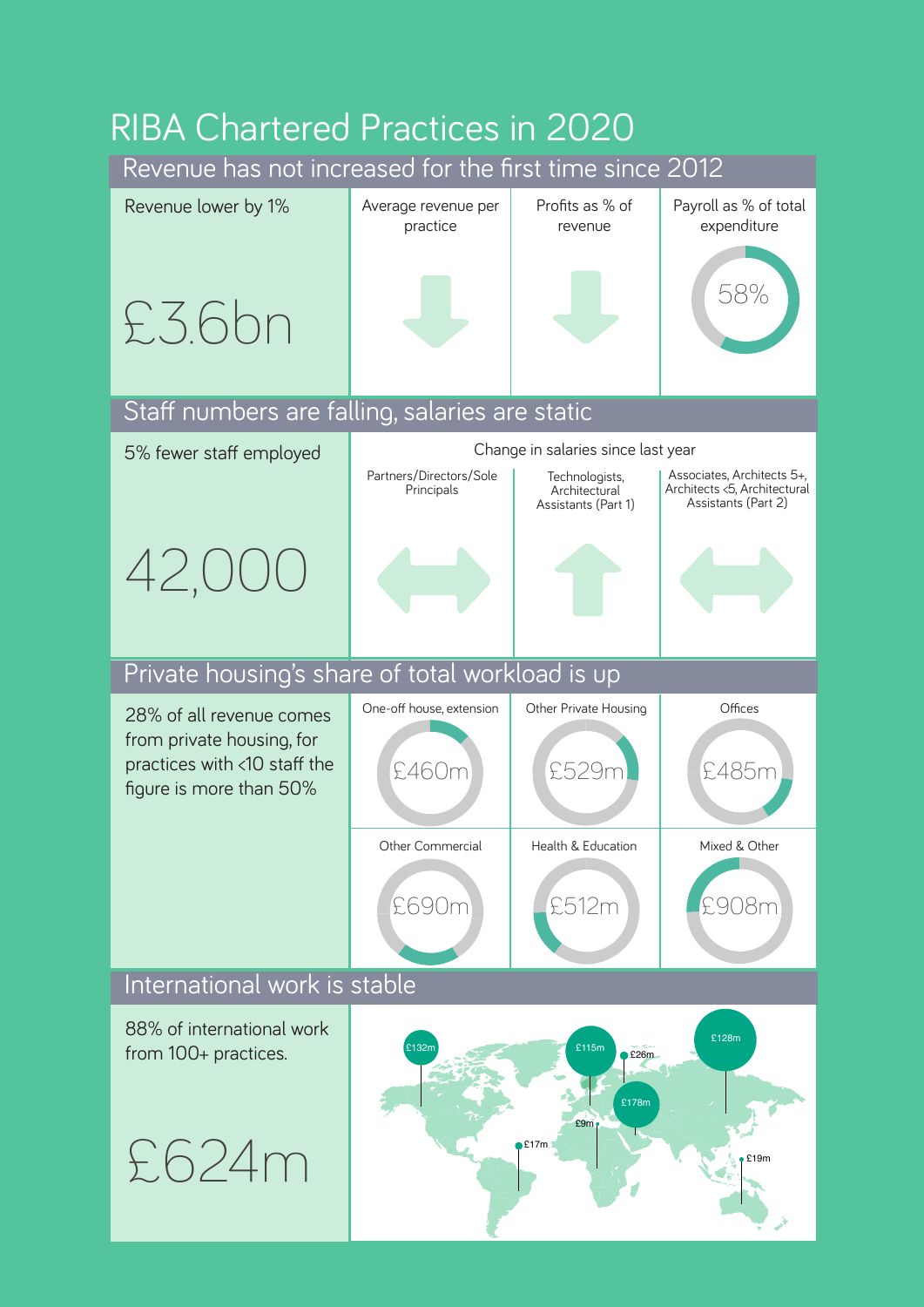# RIBA Chartered Practices in 2020

## Revenue has not increased for the first time since 2012

Revenue lower by 1%

£3.6bn

| Average revenue per practice | Profits as % of revenue | Payroll as % of total expenditure |
|---|---|---|
| ↓ | ↓ | 58% |

## Staff numbers are falling, salaries are static

5% fewer staff employed

42,000

Change in salaries since last year

| Partners/Directors/Sole Principals | Technologists, Architectural Assistants (Part 1) | Associates, Architects 5+, Architects <5, Architectural Assistants (Part 2) |
|---|---|---|
| ↔ | ↑ | ↔ |

## Private housing's share of total workload is up

28% of all revenue comes from private housing, for practices with <10 staff the figure is more than 50%

| One-off house, extension | Other Private Housing | Offices |
|---|---|---|
| £460m | £529m | £485m |

| Other Commercial | Health & Education | Mixed & Other |
|---|---|---|
| £690m | £512m | £908m |

## International work is stable

88% of international work from 100+ practices.

£624m

£132m, £115m, £26m, £128m, £178m, £9m, £17m, £19m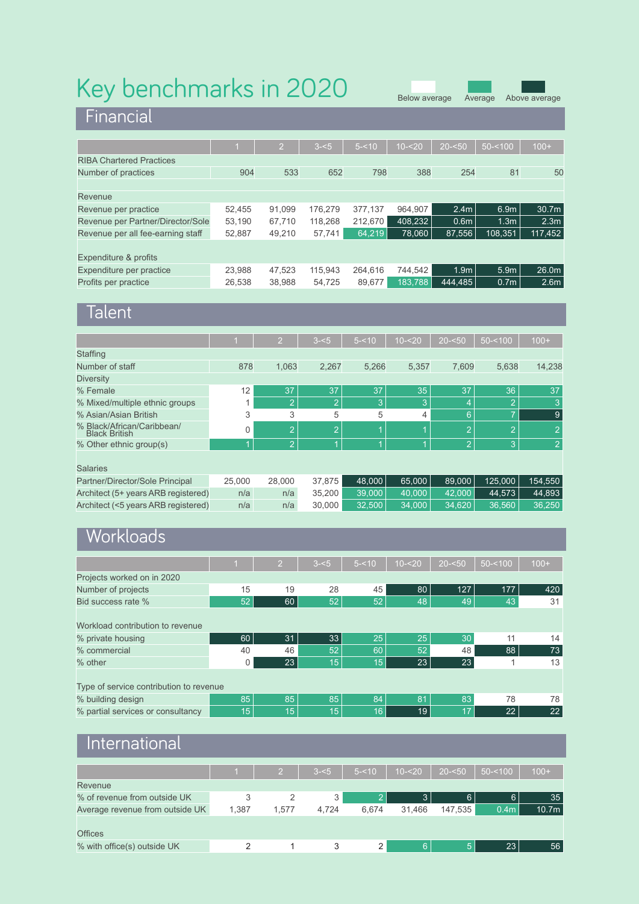# Key benchmarks in 2020

Below average | Average | Above average

## Financial

| | 1 | 2 | 3-<5 | 5-<10 | 10-<20 | 20-<50 | 50-<100 | 100+ |
|---|---|---|---|---|---|---|---|---|
| RIBA Chartered Practices | | | | | | | | |
| Number of practices | 904 | 533 | 652 | 798 | 388 | 254 | 81 | 50 |
| | | | | | | | | |
| Revenue | | | | | | | | |
| Revenue per practice | 52,455 | 91,099 | 176,279 | 377,137 | 964,907 | 2.4m | 6.9m | 30.7m |
| Revenue per Partner/Director/Sole | 53,190 | 67,710 | 118,268 | 212,670 | 408,232 | 0.6m | 1.3m | 2.3m |
| Revenue per all fee-earning staff | 52,887 | 49,210 | 57,741 | 64,219 | 78,060 | 87,556 | 108,351 | 117,452 |
| | | | | | | | | |
| Expenditure & profits | | | | | | | | |
| Expenditure per practice | 23,988 | 47,523 | 115,943 | 264,616 | 744,542 | 1.9m | 5.9m | 26.0m |
| Profits per practice | 26,538 | 38,988 | 54,725 | 89,677 | 183,788 | 444,485 | 0.7m | 2.6m |

## Talent

| | 1 | 2 | 3-<5 | 5-<10 | 10-<20 | 20-<50 | 50-<100 | 100+ |
|---|---|---|---|---|---|---|---|---|
| Staffing | | | | | | | | |
| Number of staff | 878 | 1,063 | 2,267 | 5,266 | 5,357 | 7,609 | 5,638 | 14,238 |
| Diversity | | | | | | | | |
| % Female | 12 | 37 | 37 | 37 | 35 | 37 | 36 | 37 |
| % Mixed/multiple ethnic groups | 1 | 2 | 2 | 3 | 3 | 4 | 2 | 3 |
| % Asian/Asian British | 3 | 3 | 5 | 5 | 4 | 6 | 7 | 9 |
| % Black/African/Caribbean/ Black British | 0 | 2 | 2 | 1 | 1 | 2 | 2 | 2 |
| % Other ethnic group(s) | 1 | 2 | 1 | 1 | 1 | 2 | 3 | 2 |
| | | | | | | | | |
| Salaries | | | | | | | | |
| Partner/Director/Sole Principal | 25,000 | 28,000 | 37,875 | 48,000 | 65,000 | 89,000 | 125,000 | 154,550 |
| Architect (5+ years ARB registered) | n/a | n/a | 35,200 | 39,000 | 40,000 | 42,000 | 44,573 | 44,893 |
| Architect (<5 years ARB registered) | n/a | n/a | 30,000 | 32,500 | 34,000 | 34,620 | 36,560 | 36,250 |

## Workloads

| | 1 | 2 | 3-<5 | 5-<10 | 10-<20 | 20-<50 | 50-<100 | 100+ |
|---|---|---|---|---|---|---|---|---|
| Projects worked on in 2020 | | | | | | | | |
| Number of projects | 15 | 19 | 28 | 45 | 80 | 127 | 177 | 420 |
| Bid success rate % | 52 | 60 | 52 | 52 | 48 | 49 | 43 | 31 |
| | | | | | | | | |
| Workload contribution to revenue | | | | | | | | |
| % private housing | 60 | 31 | 33 | 25 | 25 | 30 | 11 | 14 |
| % commercial | 40 | 46 | 52 | 60 | 52 | 48 | 88 | 73 |
| % other | 0 | 23 | 15 | 15 | 23 | 23 | 1 | 13 |
| | | | | | | | | |
| Type of service contribution to revenue | | | | | | | | |
| % building design | 85 | 85 | 85 | 84 | 81 | 83 | 78 | 78 |
| % partial services or consultancy | 15 | 15 | 15 | 16 | 19 | 17 | 22 | 22 |

## International

| | 1 | 2 | 3-<5 | 5-<10 | 10-<20 | 20-<50 | 50-<100 | 100+ |
|---|---|---|---|---|---|---|---|---|
| Revenue | | | | | | | | |
| % of revenue from outside UK | 3 | 2 | 3 | 2 | 3 | 6 | 6 | 35 |
| Average revenue from outside UK | 1,387 | 1,577 | 4,724 | 6,674 | 31,466 | 147,535 | 0.4m | 10.7m |
| | | | | | | | | |
| Offices | | | | | | | | |
| % with office(s) outside UK | 2 | 1 | 3 | 2 | 6 | 5 | 23 | 56 |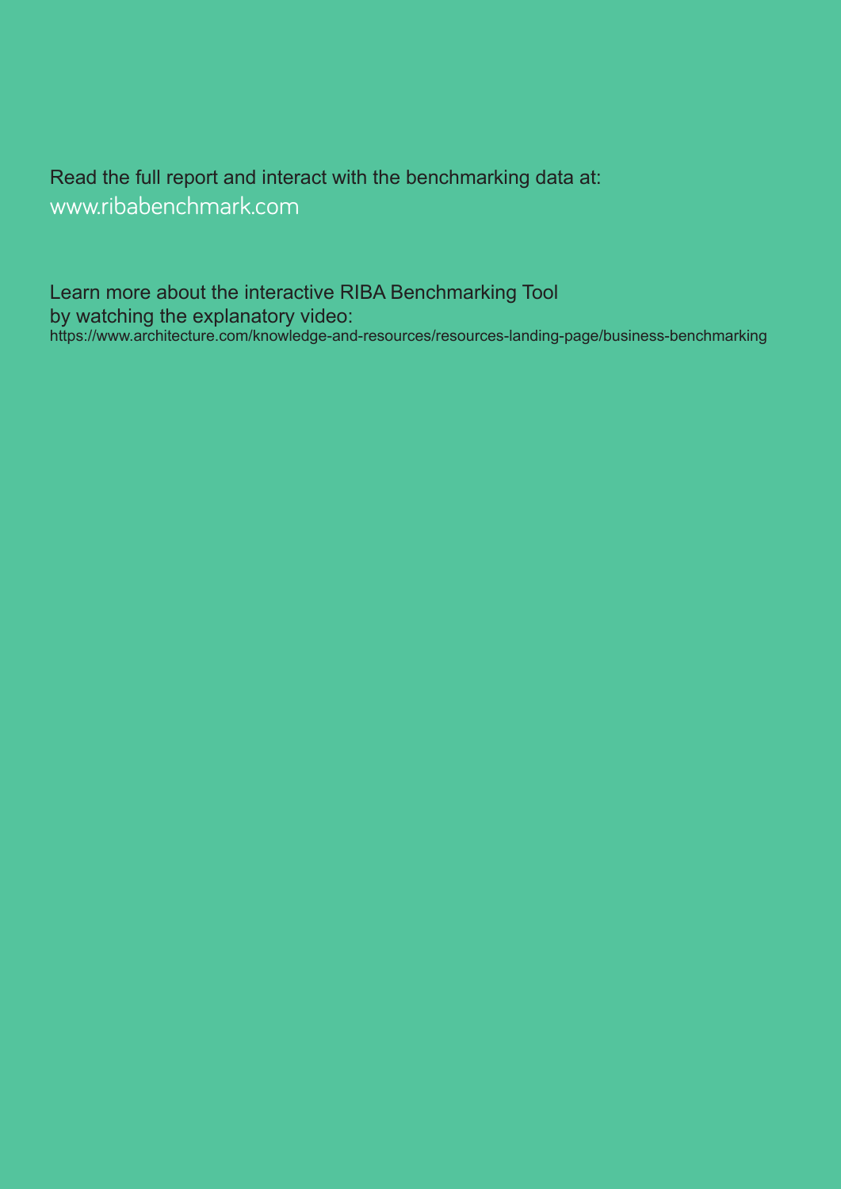Read the full report and interact with the benchmarking data at:
www.ribabenchmark.com

Learn more about the interactive RIBA Benchmarking Tool
by watching the explanatory video:
https://www.architecture.com/knowledge-and-resources/resources-landing-page/business-benchmarking